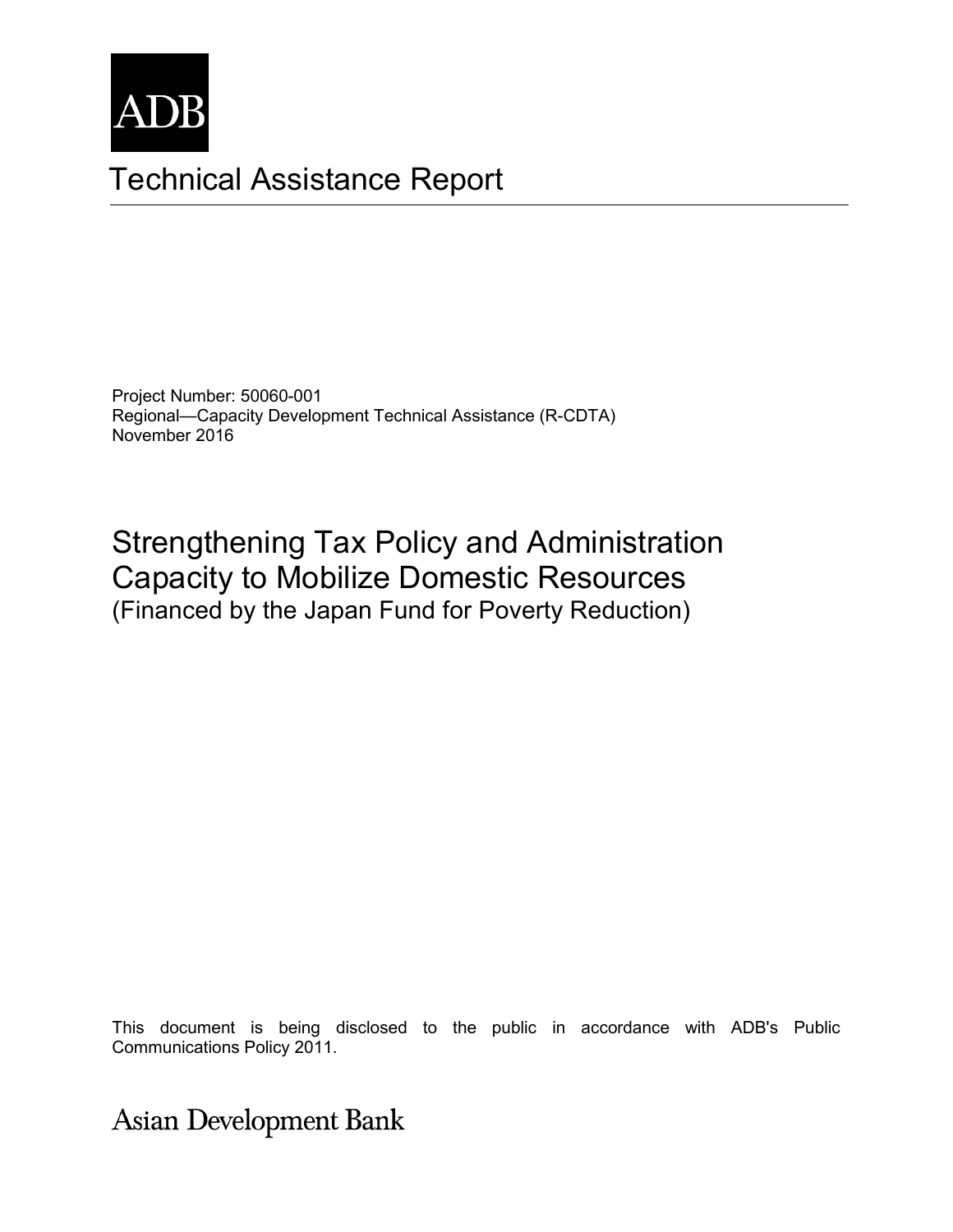ADB

# Technical Assistance Report

Project Number: 50060-001
Regional—Capacity Development Technical Assistance (R-CDTA)
November 2016

## Strengthening Tax Policy and Administration Capacity to Mobilize Domestic Resources
(Financed by the Japan Fund for Poverty Reduction)

This document is being disclosed to the public in accordance with ADB's Public Communications Policy 2011.

Asian Development Bank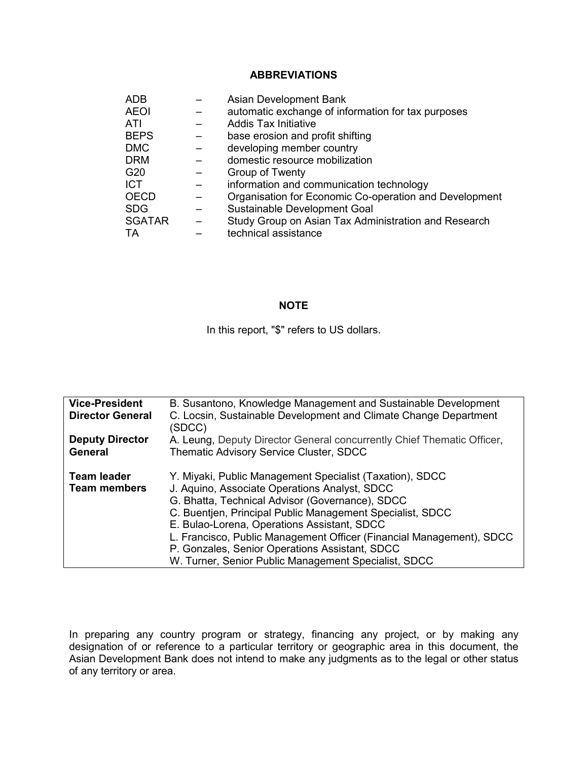## ABBREVIATIONS

| | | |
|---|---|---|
| ADB | – | Asian Development Bank |
| AEOI | – | automatic exchange of information for tax purposes |
| ATI | – | Addis Tax Initiative |
| BEPS | – | base erosion and profit shifting |
| DMC | – | developing member country |
| DRM | – | domestic resource mobilization |
| G20 | – | Group of Twenty |
| ICT | – | information and communication technology |
| OECD | – | Organisation for Economic Co-operation and Development |
| SDG | – | Sustainable Development Goal |
| SGATAR | – | Study Group on Asian Tax Administration and Research |
| TA | – | technical assistance |

## NOTE

In this report, "$" refers to US dollars.

| | |
|---|---|
| **Vice-President** | B. Susantono, Knowledge Management and Sustainable Development |
| **Director General** | C. Locsin, Sustainable Development and Climate Change Department (SDCC) |
| **Deputy Director General** | A. Leung, Deputy Director General concurrently Chief Thematic Officer, Thematic Advisory Service Cluster, SDCC |
| **Team leader** | Y. Miyaki, Public Management Specialist (Taxation), SDCC |
| **Team members** | J. Aquino, Associate Operations Analyst, SDCC |
| | G. Bhatta, Technical Advisor (Governance), SDCC |
| | C. Buentjen, Principal Public Management Specialist, SDCC |
| | E. Bulao-Lorena, Operations Assistant, SDCC |
| | L. Francisco, Public Management Officer (Financial Management), SDCC |
| | P. Gonzales, Senior Operations Assistant, SDCC |
| | W. Turner, Senior Public Management Specialist, SDCC |

In preparing any country program or strategy, financing any project, or by making any designation of or reference to a particular territory or geographic area in this document, the Asian Development Bank does not intend to make any judgments as to the legal or other status of any territory or area.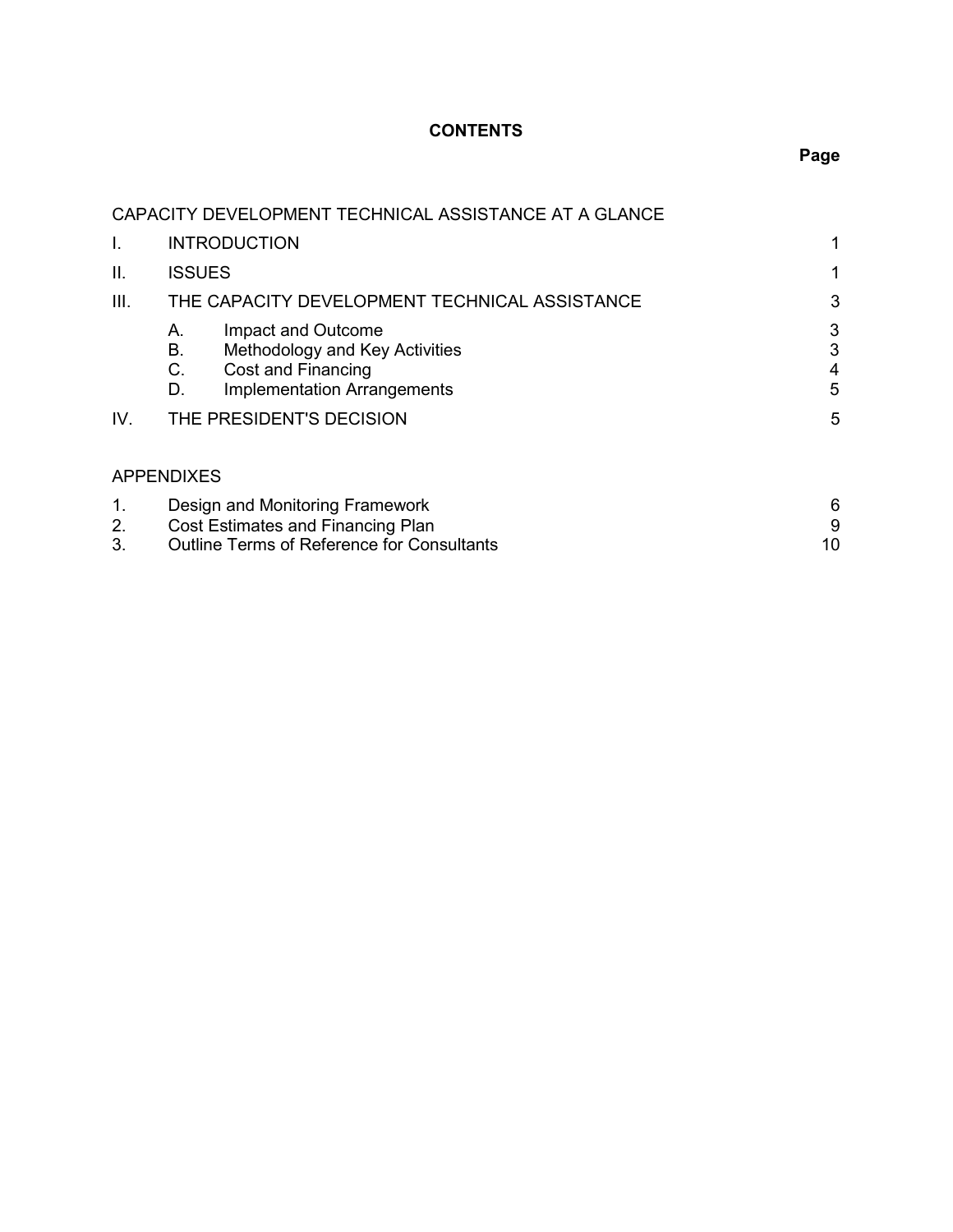# CONTENTS

| | | | Page |
|---|---|---|---|
| CAPACITY DEVELOPMENT TECHNICAL ASSISTANCE AT A GLANCE | | | |
| I. | INTRODUCTION | | 1 |
| II. | ISSUES | | 1 |
| III. | THE CAPACITY DEVELOPMENT TECHNICAL ASSISTANCE | | 3 |
| | A. | Impact and Outcome | 3 |
| | B. | Methodology and Key Activities | 3 |
| | C. | Cost and Financing | 4 |
| | D. | Implementation Arrangements | 5 |
| IV. | THE PRESIDENT'S DECISION | | 5 |

## APPENDIXES

| | | |
|---|---|---|
| 1. | Design and Monitoring Framework | 6 |
| 2. | Cost Estimates and Financing Plan | 9 |
| 3. | Outline Terms of Reference for Consultants | 10 |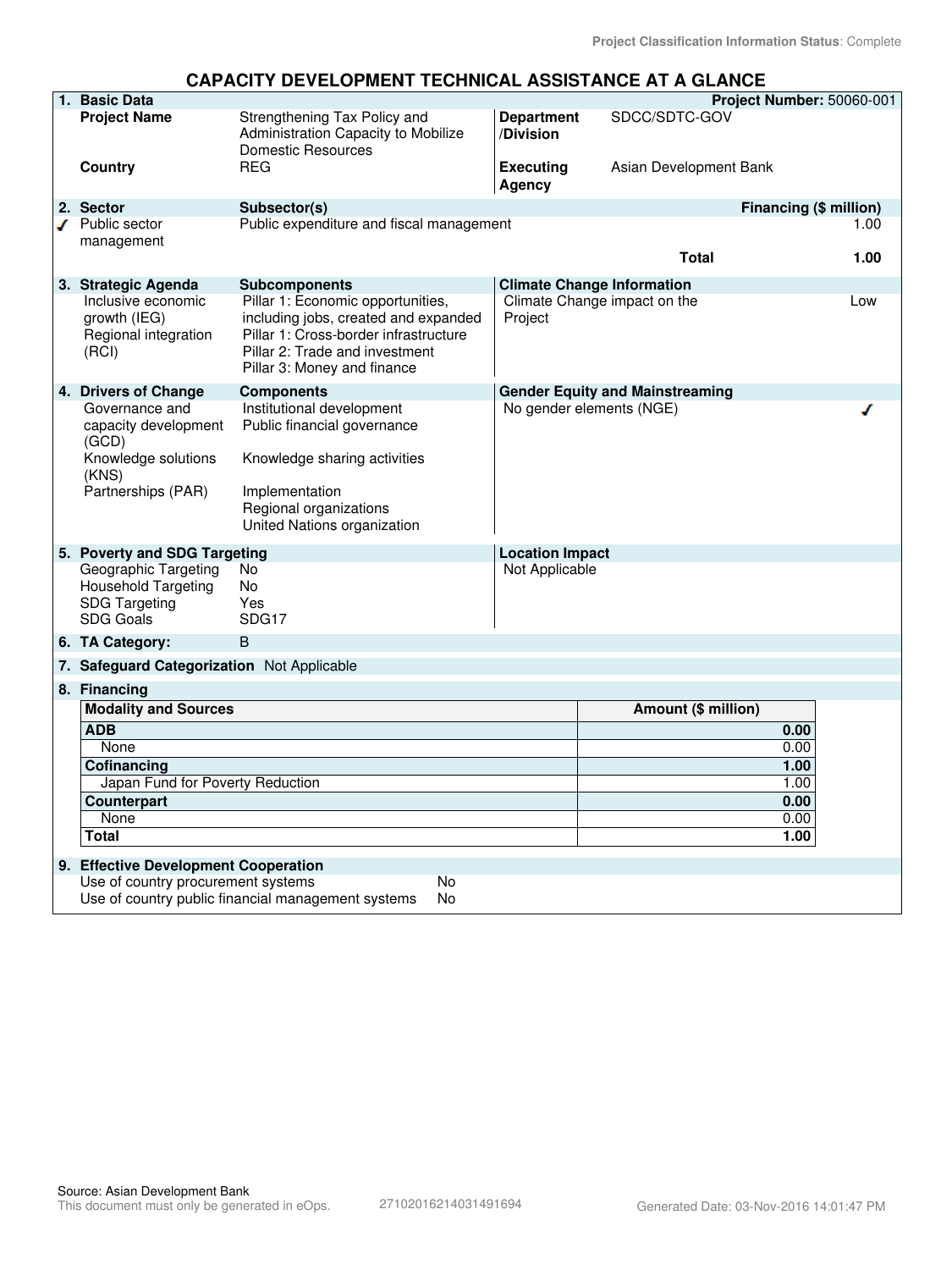Project Classification Information Status: Complete

# CAPACITY DEVELOPMENT TECHNICAL ASSISTANCE AT A GLANCE

## 1. Basic Data

**Project Number:** 50060-001

| | | | |
|---|---|---|---|
| **Project Name** | Strengthening Tax Policy and Administration Capacity to Mobilize Domestic Resources | **Department /Division** | SDCC/SDTC-GOV |
| **Country** | REG | **Executing Agency** | Asian Development Bank |

## 2. Sector

| | Sector | Subsector(s) | Financing ($ million) |
|---|---|---|---|
| ✓ | Public sector management | Public expenditure and fiscal management | 1.00 |
| | | **Total** | **1.00** |

## 3. Strategic Agenda

| Strategic Agenda | Subcomponents |
|---|---|
| Inclusive economic growth (IEG) | Pillar 1: Economic opportunities, including jobs, created and expanded |
| Regional integration (RCI) | Pillar 1: Cross-border infrastructure<br>Pillar 2: Trade and investment<br>Pillar 3: Money and finance |

**Climate Change Information**

| | |
|---|---|
| Climate Change impact on the Project | Low |

## 4. Drivers of Change

| Drivers of Change | Components |
|---|---|
| Governance and capacity development (GCD) | Institutional development<br>Public financial governance |
| Knowledge solutions (KNS) | Knowledge sharing activities |
| Partnerships (PAR) | Implementation<br>Regional organizations<br>United Nations organization |

**Gender Equity and Mainstreaming**

| | |
|---|---|
| No gender elements (NGE) | ✓ |

## 5. Poverty and SDG Targeting

| | |
|---|---|
| Geographic Targeting | No |
| Household Targeting | No |
| SDG Targeting | Yes |
| SDG Goals | SDG17 |

**Location Impact**

Not Applicable

## 6. TA Category: B

## 7. Safeguard Categorization Not Applicable

## 8. Financing

| Modality and Sources | Amount ($ million) |
|---|---|
| **ADB** | **0.00** |
| None | 0.00 |
| **Cofinancing** | **1.00** |
| Japan Fund for Poverty Reduction | 1.00 |
| **Counterpart** | **0.00** |
| None | 0.00 |
| **Total** | **1.00** |

## 9. Effective Development Cooperation

| | |
|---|---|
| Use of country procurement systems | No |
| Use of country public financial management systems | No |

Source: Asian Development Bank

This document must only be generated in eOps. 27102016214031491694 Generated Date: 03-Nov-2016 14:01:47 PM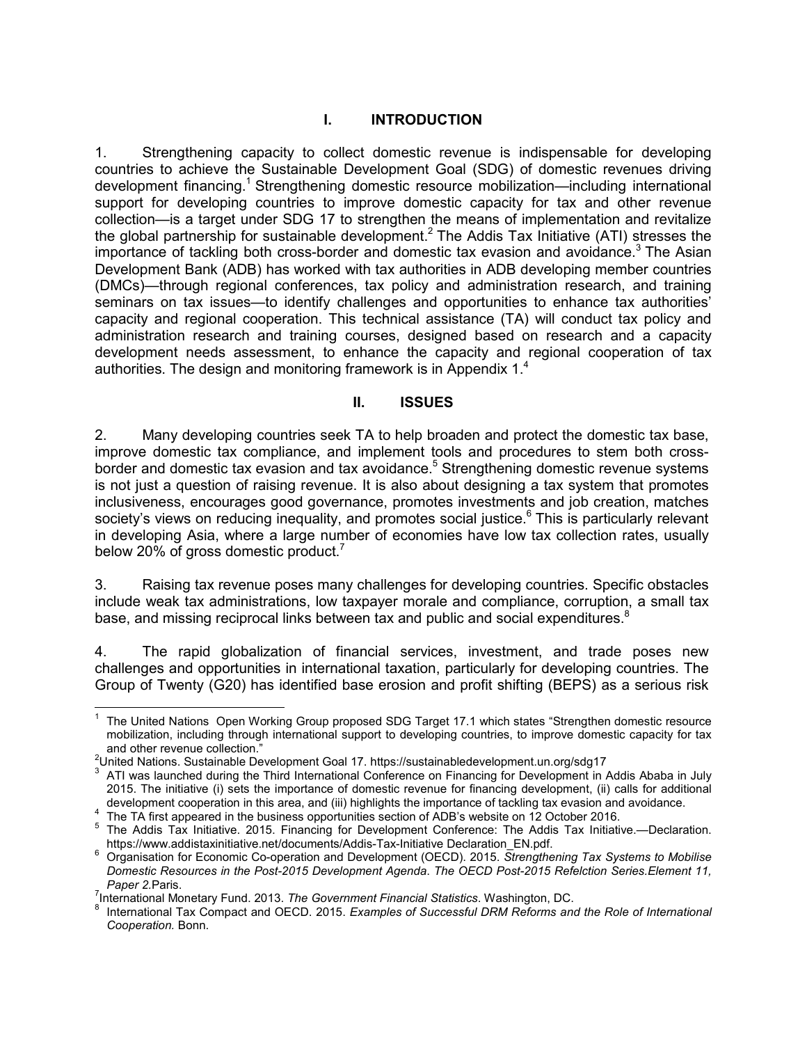## I. INTRODUCTION

1. Strengthening capacity to collect domestic revenue is indispensable for developing countries to achieve the Sustainable Development Goal (SDG) of domestic revenues driving development financing.[1] Strengthening domestic resource mobilization—including international support for developing countries to improve domestic capacity for tax and other revenue collection—is a target under SDG 17 to strengthen the means of implementation and revitalize the global partnership for sustainable development.[2] The Addis Tax Initiative (ATI) stresses the importance of tackling both cross-border and domestic tax evasion and avoidance.[3] The Asian Development Bank (ADB) has worked with tax authorities in ADB developing member countries (DMCs)—through regional conferences, tax policy and administration research, and training seminars on tax issues—to identify challenges and opportunities to enhance tax authorities' capacity and regional cooperation. This technical assistance (TA) will conduct tax policy and administration research and training courses, designed based on research and a capacity development needs assessment, to enhance the capacity and regional cooperation of tax authorities. The design and monitoring framework is in Appendix 1.[4]

## II. ISSUES

2. Many developing countries seek TA to help broaden and protect the domestic tax base, improve domestic tax compliance, and implement tools and procedures to stem both cross-border and domestic tax evasion and tax avoidance.[5] Strengthening domestic revenue systems is not just a question of raising revenue. It is also about designing a tax system that promotes inclusiveness, encourages good governance, promotes investments and job creation, matches society's views on reducing inequality, and promotes social justice.[6] This is particularly relevant in developing Asia, where a large number of economies have low tax collection rates, usually below 20% of gross domestic product.[7]

3. Raising tax revenue poses many challenges for developing countries. Specific obstacles include weak tax administrations, low taxpayer morale and compliance, corruption, a small tax base, and missing reciprocal links between tax and public and social expenditures.[8]

4. The rapid globalization of financial services, investment, and trade poses new challenges and opportunities in international taxation, particularly for developing countries. The Group of Twenty (G20) has identified base erosion and profit shifting (BEPS) as a serious risk

---

[1] The United Nations Open Working Group proposed SDG Target 17.1 which states "Strengthen domestic resource mobilization, including through international support to developing countries, to improve domestic capacity for tax and other revenue collection."

[2] United Nations. Sustainable Development Goal 17. https://sustainabledevelopment.un.org/sdg17

[3] ATI was launched during the Third International Conference on Financing for Development in Addis Ababa in July 2015. The initiative (i) sets the importance of domestic revenue for financing development, (ii) calls for additional development cooperation in this area, and (iii) highlights the importance of tackling tax evasion and avoidance.

[4] The TA first appeared in the business opportunities section of ADB's website on 12 October 2016.

[5] The Addis Tax Initiative. 2015. Financing for Development Conference: The Addis Tax Initiative.—Declaration. https://www.addistaxinitiative.net/documents/Addis-Tax-Initiative Declaration_EN.pdf.

[6] Organisation for Economic Co-operation and Development (OECD). 2015. *Strengthening Tax Systems to Mobilise Domestic Resources in the Post-2015 Development Agenda*. *The OECD Post-2015 Refelction Series.Element 11, Paper 2.*Paris.

[7] International Monetary Fund. 2013. *The Government Financial Statistics*. Washington, DC.

[8] International Tax Compact and OECD. 2015. *Examples of Successful DRM Reforms and the Role of International Cooperation.* Bonn.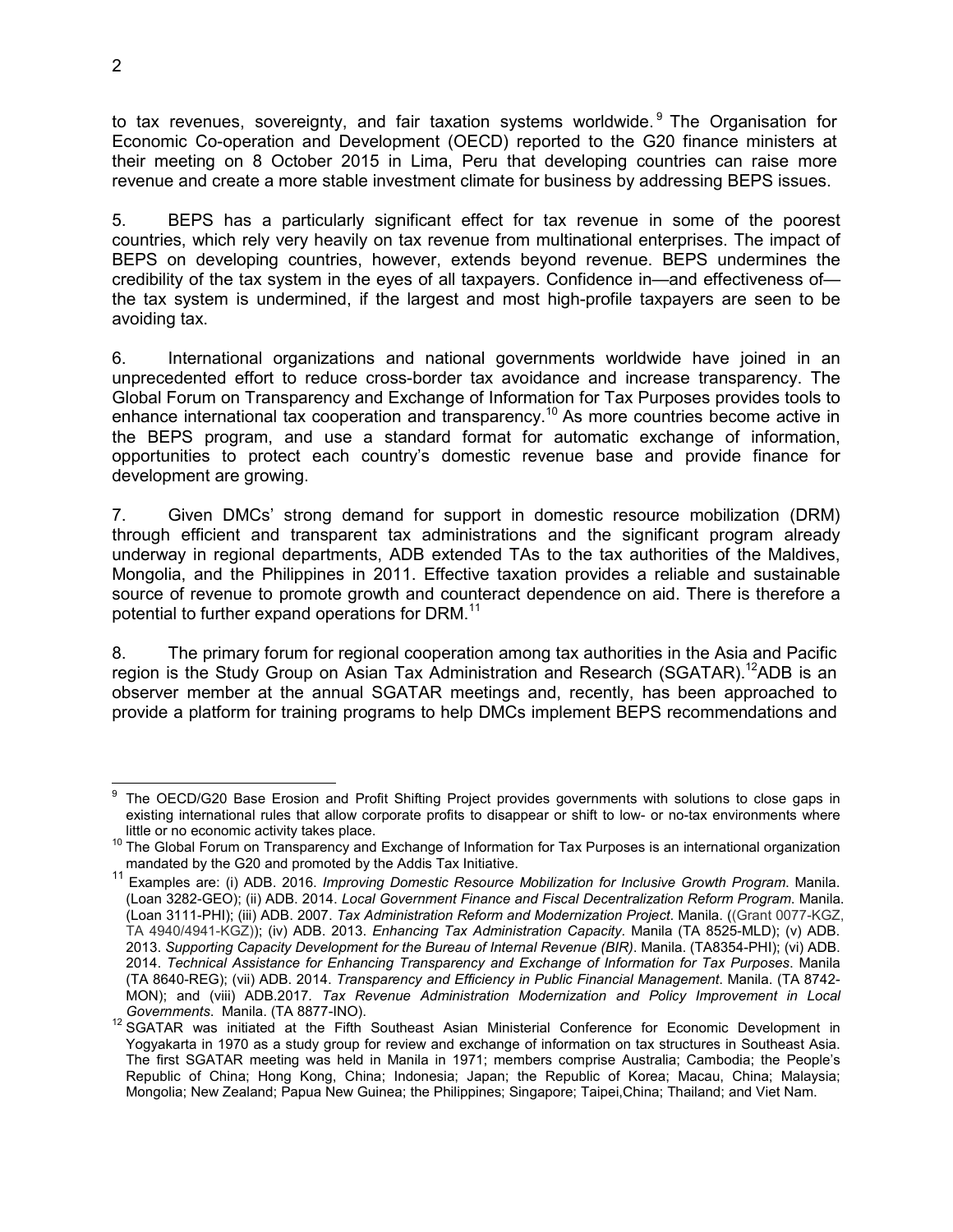to tax revenues, sovereignty, and fair taxation systems worldwide.[9] The Organisation for Economic Co-operation and Development (OECD) reported to the G20 finance ministers at their meeting on 8 October 2015 in Lima, Peru that developing countries can raise more revenue and create a more stable investment climate for business by addressing BEPS issues.

5. BEPS has a particularly significant effect for tax revenue in some of the poorest countries, which rely very heavily on tax revenue from multinational enterprises. The impact of BEPS on developing countries, however, extends beyond revenue. BEPS undermines the credibility of the tax system in the eyes of all taxpayers. Confidence in—and effectiveness of—the tax system is undermined, if the largest and most high-profile taxpayers are seen to be avoiding tax.

6. International organizations and national governments worldwide have joined in an unprecedented effort to reduce cross-border tax avoidance and increase transparency. The Global Forum on Transparency and Exchange of Information for Tax Purposes provides tools to enhance international tax cooperation and transparency.[10] As more countries become active in the BEPS program, and use a standard format for automatic exchange of information, opportunities to protect each country's domestic revenue base and provide finance for development are growing.

7. Given DMCs' strong demand for support in domestic resource mobilization (DRM) through efficient and transparent tax administrations and the significant program already underway in regional departments, ADB extended TAs to the tax authorities of the Maldives, Mongolia, and the Philippines in 2011. Effective taxation provides a reliable and sustainable source of revenue to promote growth and counteract dependence on aid. There is therefore a potential to further expand operations for DRM.[11]

8. The primary forum for regional cooperation among tax authorities in the Asia and Pacific region is the Study Group on Asian Tax Administration and Research (SGATAR).[12] ADB is an observer member at the annual SGATAR meetings and, recently, has been approached to provide a platform for training programs to help DMCs implement BEPS recommendations and

---

[9] The OECD/G20 Base Erosion and Profit Shifting Project provides governments with solutions to close gaps in existing international rules that allow corporate profits to disappear or shift to low- or no-tax environments where little or no economic activity takes place.

[10] The Global Forum on Transparency and Exchange of Information for Tax Purposes is an international organization mandated by the G20 and promoted by the Addis Tax Initiative.

[11] Examples are: (i) ADB. 2016. *Improving Domestic Resource Mobilization for Inclusive Growth Program*. Manila. (Loan 3282-GEO); (ii) ADB. 2014. *Local Government Finance and Fiscal Decentralization Reform Program*. Manila. (Loan 3111-PHI); (iii) ADB. 2007. *Tax Administration Reform and Modernization Project*. Manila. ((Grant 0077-KGZ, TA 4940/4941-KGZ)); (iv) ADB. 2013. *Enhancing Tax Administration Capacity*. Manila (TA 8525-MLD); (v) ADB. 2013. *Supporting Capacity Development for the Bureau of Internal Revenue (BIR)*. Manila. (TA8354-PHI); (vi) ADB. 2014. *Technical Assistance for Enhancing Transparency and Exchange of Information for Tax Purposes*. Manila (TA 8640-REG); (vii) ADB. 2014. *Transparency and Efficiency in Public Financial Management*. Manila. (TA 8742-MON); and (viii) ADB.2017. *Tax Revenue Administration Modernization and Policy Improvement in Local Governments*. Manila. (TA 8877-INO).

[12] SGATAR was initiated at the Fifth Southeast Asian Ministerial Conference for Economic Development in Yogyakarta in 1970 as a study group for review and exchange of information on tax structures in Southeast Asia. The first SGATAR meeting was held in Manila in 1971; members comprise Australia; Cambodia; the People's Republic of China; Hong Kong, China; Indonesia; Japan; the Republic of Korea; Macau, China; Malaysia; Mongolia; New Zealand; Papua New Guinea; the Philippines; Singapore; Taipei,China; Thailand; and Viet Nam.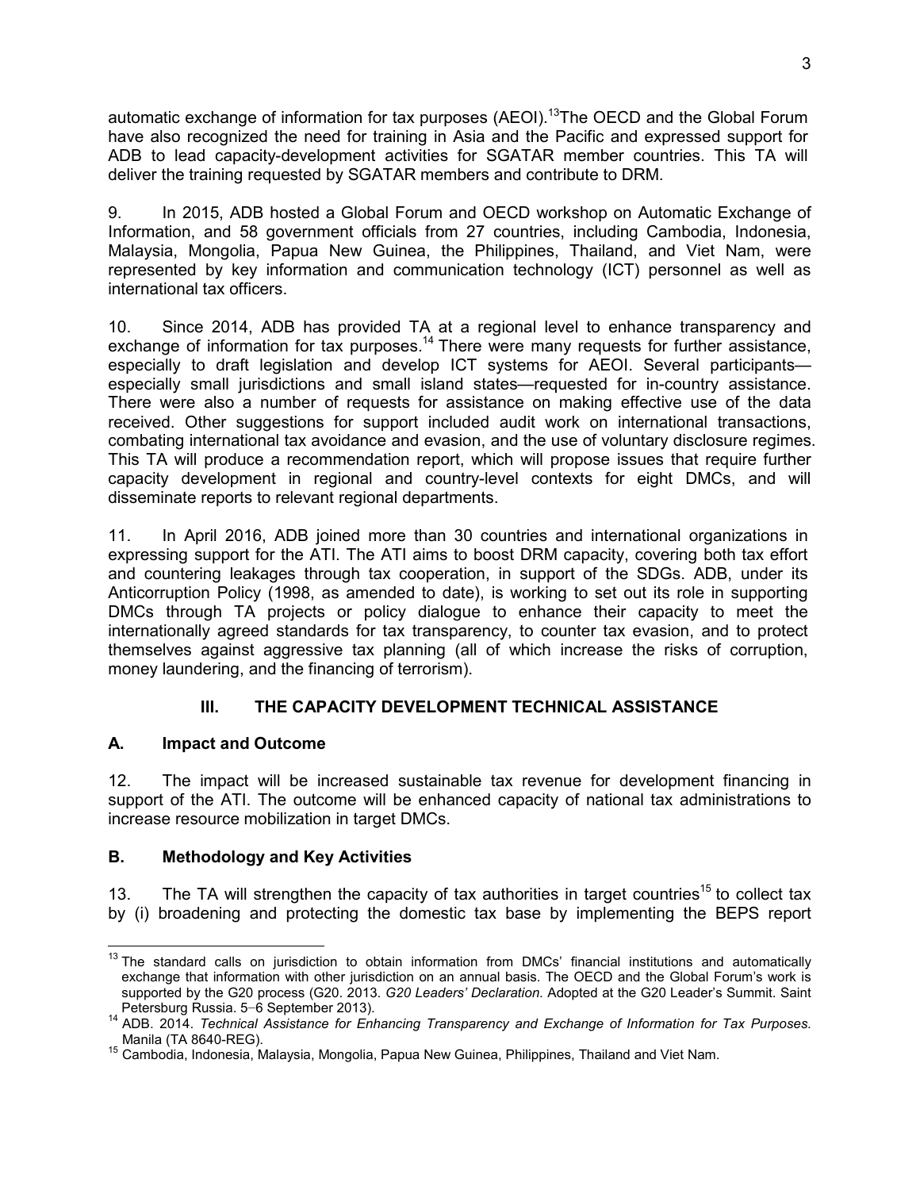automatic exchange of information for tax purposes (AEOI).[13]The OECD and the Global Forum have also recognized the need for training in Asia and the Pacific and expressed support for ADB to lead capacity-development activities for SGATAR member countries. This TA will deliver the training requested by SGATAR members and contribute to DRM.

9. In 2015, ADB hosted a Global Forum and OECD workshop on Automatic Exchange of Information, and 58 government officials from 27 countries, including Cambodia, Indonesia, Malaysia, Mongolia, Papua New Guinea, the Philippines, Thailand, and Viet Nam, were represented by key information and communication technology (ICT) personnel as well as international tax officers.

10. Since 2014, ADB has provided TA at a regional level to enhance transparency and exchange of information for tax purposes.[14] There were many requests for further assistance, especially to draft legislation and develop ICT systems for AEOI. Several participants—especially small jurisdictions and small island states—requested for in-country assistance. There were also a number of requests for assistance on making effective use of the data received. Other suggestions for support included audit work on international transactions, combating international tax avoidance and evasion, and the use of voluntary disclosure regimes. This TA will produce a recommendation report, which will propose issues that require further capacity development in regional and country-level contexts for eight DMCs, and will disseminate reports to relevant regional departments.

11. In April 2016, ADB joined more than 30 countries and international organizations in expressing support for the ATI. The ATI aims to boost DRM capacity, covering both tax effort and countering leakages through tax cooperation, in support of the SDGs. ADB, under its Anticorruption Policy (1998, as amended to date), is working to set out its role in supporting DMCs through TA projects or policy dialogue to enhance their capacity to meet the internationally agreed standards for tax transparency, to counter tax evasion, and to protect themselves against aggressive tax planning (all of which increase the risks of corruption, money laundering, and the financing of terrorism).

## III. THE CAPACITY DEVELOPMENT TECHNICAL ASSISTANCE

### A. Impact and Outcome

12. The impact will be increased sustainable tax revenue for development financing in support of the ATI. The outcome will be enhanced capacity of national tax administrations to increase resource mobilization in target DMCs.

### B. Methodology and Key Activities

13. The TA will strengthen the capacity of tax authorities in target countries[15] to collect tax by (i) broadening and protecting the domestic tax base by implementing the BEPS report

---

[13] The standard calls on jurisdiction to obtain information from DMCs' financial institutions and automatically exchange that information with other jurisdiction on an annual basis. The OECD and the Global Forum's work is supported by the G20 process (G20. 2013. *G20 Leaders' Declaration*. Adopted at the G20 Leader's Summit. Saint Petersburg Russia. 5–6 September 2013).

[14] ADB. 2014. *Technical Assistance for Enhancing Transparency and Exchange of Information for Tax Purposes*. Manila (TA 8640-REG).

[15] Cambodia, Indonesia, Malaysia, Mongolia, Papua New Guinea, Philippines, Thailand and Viet Nam.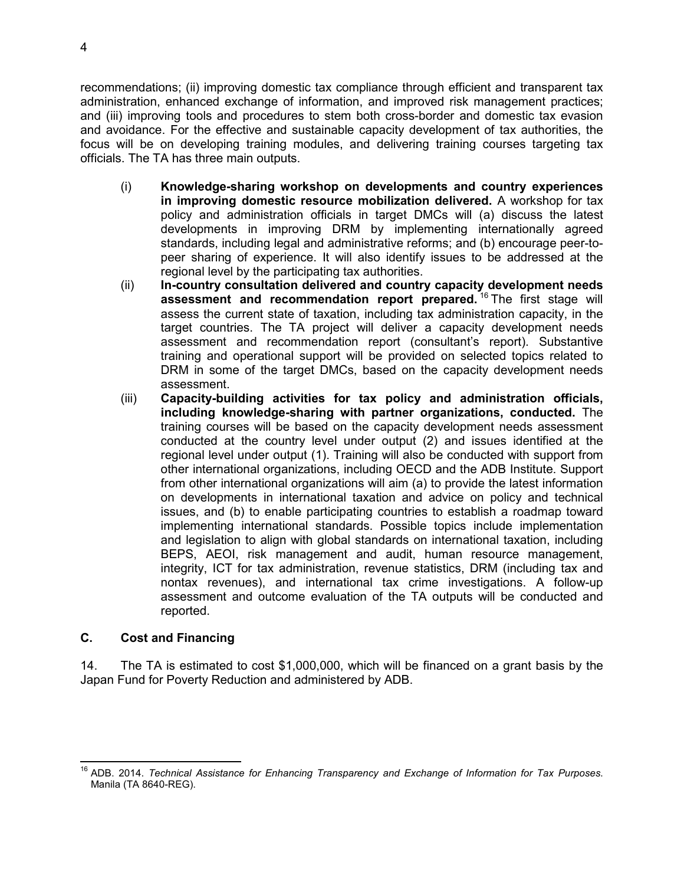recommendations; (ii) improving domestic tax compliance through efficient and transparent tax administration, enhanced exchange of information, and improved risk management practices; and (iii) improving tools and procedures to stem both cross-border and domestic tax evasion and avoidance. For the effective and sustainable capacity development of tax authorities, the focus will be on developing training modules, and delivering training courses targeting tax officials. The TA has three main outputs.

(i) **Knowledge-sharing workshop on developments and country experiences in improving domestic resource mobilization delivered.** A workshop for tax policy and administration officials in target DMCs will (a) discuss the latest developments in improving DRM by implementing internationally agreed standards, including legal and administrative reforms; and (b) encourage peer-to-peer sharing of experience. It will also identify issues to be addressed at the regional level by the participating tax authorities.

(ii) **In-country consultation delivered and country capacity development needs assessment and recommendation report prepared.**[16] The first stage will assess the current state of taxation, including tax administration capacity, in the target countries. The TA project will deliver a capacity development needs assessment and recommendation report (consultant's report). Substantive training and operational support will be provided on selected topics related to DRM in some of the target DMCs, based on the capacity development needs assessment.

(iii) **Capacity-building activities for tax policy and administration officials, including knowledge-sharing with partner organizations, conducted.** The training courses will be based on the capacity development needs assessment conducted at the country level under output (2) and issues identified at the regional level under output (1). Training will also be conducted with support from other international organizations, including OECD and the ADB Institute. Support from other international organizations will aim (a) to provide the latest information on developments in international taxation and advice on policy and technical issues, and (b) to enable participating countries to establish a roadmap toward implementing international standards. Possible topics include implementation and legislation to align with global standards on international taxation, including BEPS, AEOI, risk management and audit, human resource management, integrity, ICT for tax administration, revenue statistics, DRM (including tax and nontax revenues), and international tax crime investigations. A follow-up assessment and outcome evaluation of the TA outputs will be conducted and reported.

### C. Cost and Financing

14. The TA is estimated to cost $1,000,000, which will be financed on a grant basis by the Japan Fund for Poverty Reduction and administered by ADB.

---

[16] ADB. 2014. *Technical Assistance for Enhancing Transparency and Exchange of Information for Tax Purposes*. Manila (TA 8640-REG).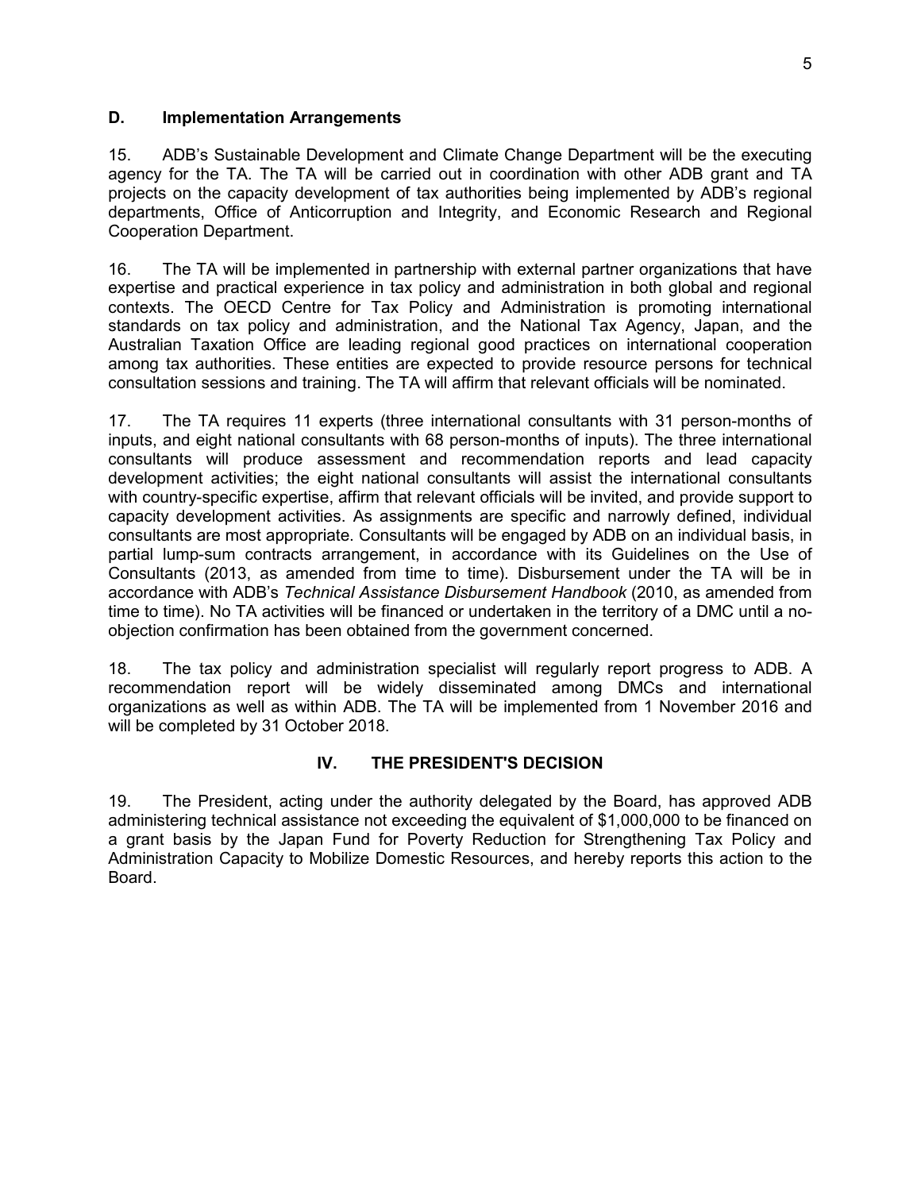### D. Implementation Arrangements

15. ADB's Sustainable Development and Climate Change Department will be the executing agency for the TA. The TA will be carried out in coordination with other ADB grant and TA projects on the capacity development of tax authorities being implemented by ADB's regional departments, Office of Anticorruption and Integrity, and Economic Research and Regional Cooperation Department.

16. The TA will be implemented in partnership with external partner organizations that have expertise and practical experience in tax policy and administration in both global and regional contexts. The OECD Centre for Tax Policy and Administration is promoting international standards on tax policy and administration, and the National Tax Agency, Japan, and the Australian Taxation Office are leading regional good practices on international cooperation among tax authorities. These entities are expected to provide resource persons for technical consultation sessions and training. The TA will affirm that relevant officials will be nominated.

17. The TA requires 11 experts (three international consultants with 31 person-months of inputs, and eight national consultants with 68 person-months of inputs). The three international consultants will produce assessment and recommendation reports and lead capacity development activities; the eight national consultants will assist the international consultants with country-specific expertise, affirm that relevant officials will be invited, and provide support to capacity development activities. As assignments are specific and narrowly defined, individual consultants are most appropriate. Consultants will be engaged by ADB on an individual basis, in partial lump-sum contracts arrangement, in accordance with its Guidelines on the Use of Consultants (2013, as amended from time to time). Disbursement under the TA will be in accordance with ADB's *Technical Assistance Disbursement Handbook* (2010, as amended from time to time). No TA activities will be financed or undertaken in the territory of a DMC until a no-objection confirmation has been obtained from the government concerned.

18. The tax policy and administration specialist will regularly report progress to ADB. A recommendation report will be widely disseminated among DMCs and international organizations as well as within ADB. The TA will be implemented from 1 November 2016 and will be completed by 31 October 2018.

## IV. THE PRESIDENT'S DECISION

19. The President, acting under the authority delegated by the Board, has approved ADB administering technical assistance not exceeding the equivalent of $1,000,000 to be financed on a grant basis by the Japan Fund for Poverty Reduction for Strengthening Tax Policy and Administration Capacity to Mobilize Domestic Resources, and hereby reports this action to the Board.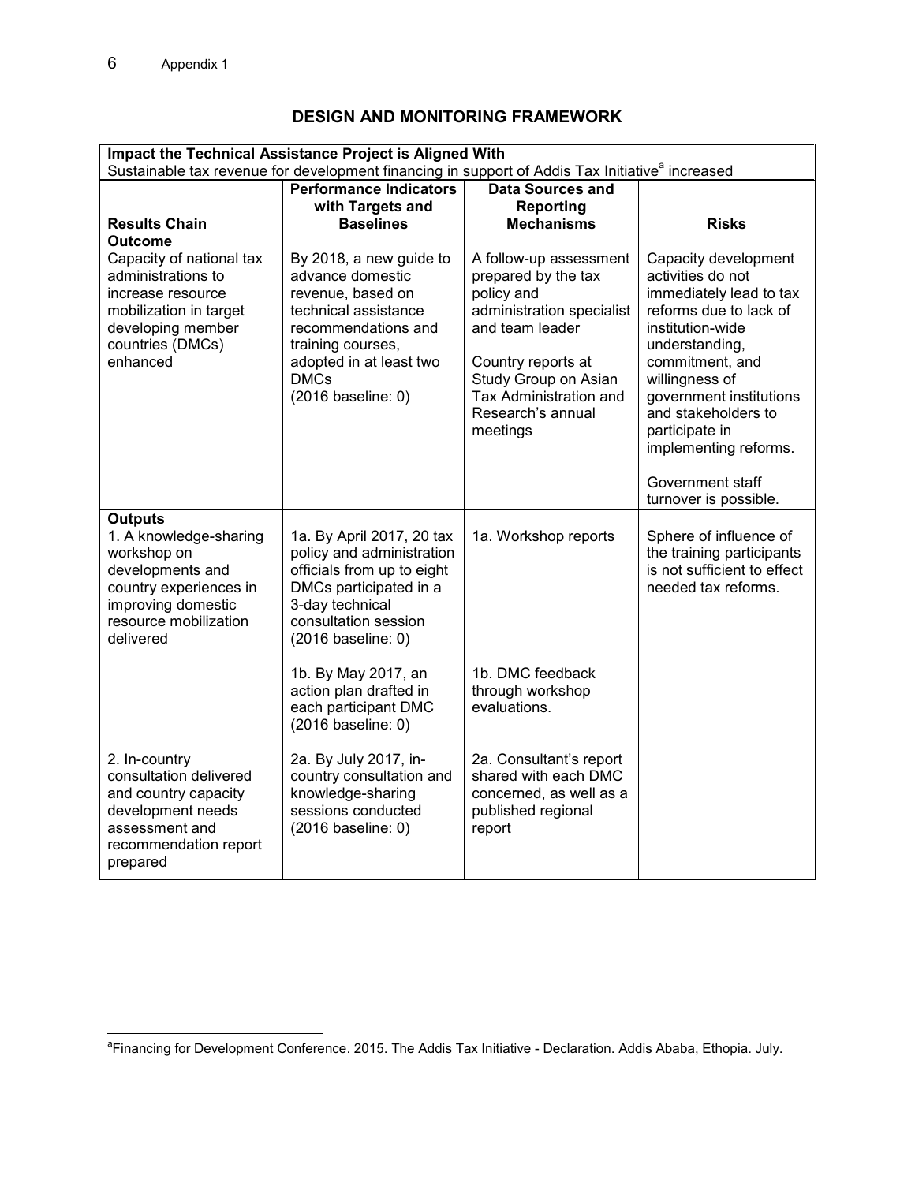## DESIGN AND MONITORING FRAMEWORK

| **Impact the Technical Assistance Project is Aligned With**<br>Sustainable tax revenue for development financing in support of Addis Tax Initiative[a] increased | | | |
|---|---|---|---|
| **Results Chain** | **Performance Indicators with Targets and Baselines** | **Data Sources and Reporting Mechanisms** | **Risks** |
| **Outcome**<br>Capacity of national tax administrations to increase resource mobilization in target developing member countries (DMCs) enhanced | By 2018, a new guide to advance domestic revenue, based on technical assistance recommendations and training courses, adopted in at least two DMCs<br>(2016 baseline: 0) | A follow-up assessment prepared by the tax policy and administration specialist and team leader<br><br>Country reports at Study Group on Asian Tax Administration and Research's annual meetings | Capacity development activities do not immediately lead to tax reforms due to lack of institution-wide understanding, commitment, and willingness of government institutions and stakeholders to participate in implementing reforms.<br><br>Government staff turnover is possible. |
| **Outputs**<br>1. A knowledge-sharing workshop on developments and country experiences in improving domestic resource mobilization delivered | 1a. By April 2017, 20 tax policy and administration officials from up to eight DMCs participated in a 3-day technical consultation session<br>(2016 baseline: 0)<br><br>1b. By May 2017, an action plan drafted in each participant DMC<br>(2016 baseline: 0) | 1a. Workshop reports<br><br>1b. DMC feedback through workshop evaluations. | Sphere of influence of the training participants is not sufficient to effect needed tax reforms. |
| 2. In-country consultation delivered and country capacity development needs assessment and recommendation report prepared | 2a. By July 2017, in-country consultation and knowledge-sharing sessions conducted<br>(2016 baseline: 0) | 2a. Consultant's report shared with each DMC concerned, as well as a published regional report | |

[a]Financing for Development Conference. 2015. The Addis Tax Initiative - Declaration. Addis Ababa, Ethiopia. July.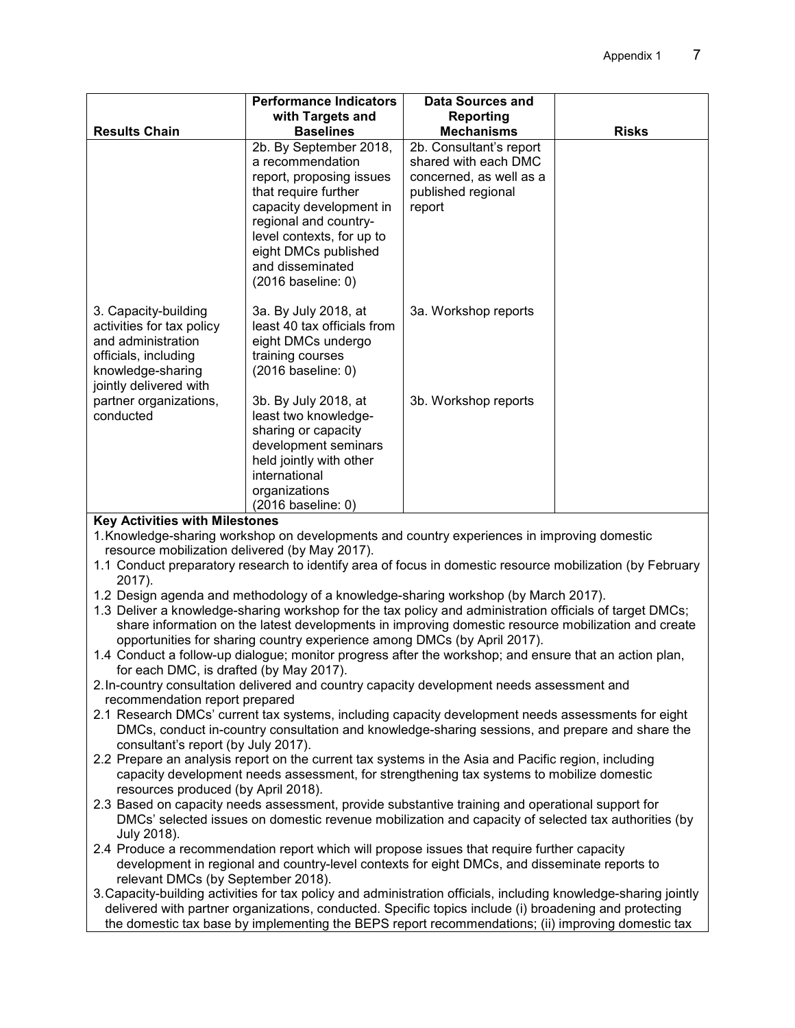| Results Chain | Performance Indicators with Targets and Baselines | Data Sources and Reporting Mechanisms | Risks |
|---|---|---|---|
| | 2b. By September 2018, a recommendation report, proposing issues that require further capacity development in regional and country-level contexts, for up to eight DMCs published and disseminated (2016 baseline: 0) | 2b. Consultant's report shared with each DMC concerned, as well as a published regional report | |
| 3. Capacity-building activities for tax policy and administration officials, including knowledge-sharing jointly delivered with partner organizations, conducted | 3a. By July 2018, at least 40 tax officials from eight DMCs undergo training courses (2016 baseline: 0) | 3a. Workshop reports | |
| | 3b. By July 2018, at least two knowledge-sharing or capacity development seminars held jointly with other international organizations (2016 baseline: 0) | 3b. Workshop reports | |

**Key Activities with Milestones**

1. Knowledge-sharing workshop on developments and country experiences in improving domestic resource mobilization delivered (by May 2017).
   1.1 Conduct preparatory research to identify area of focus in domestic resource mobilization (by February 2017).
   1.2 Design agenda and methodology of a knowledge-sharing workshop (by March 2017).
   1.3 Deliver a knowledge-sharing workshop for the tax policy and administration officials of target DMCs; share information on the latest developments in improving domestic resource mobilization and create opportunities for sharing country experience among DMCs (by April 2017).
   1.4 Conduct a follow-up dialogue; monitor progress after the workshop; and ensure that an action plan, for each DMC, is drafted (by May 2017).
2. In-country consultation delivered and country capacity development needs assessment and recommendation report prepared
   2.1 Research DMCs' current tax systems, including capacity development needs assessments for eight DMCs, conduct in-country consultation and knowledge-sharing sessions, and prepare and share the consultant's report (by July 2017).
   2.2 Prepare an analysis report on the current tax systems in the Asia and Pacific region, including capacity development needs assessment, for strengthening tax systems to mobilize domestic resources produced (by April 2018).
   2.3 Based on capacity needs assessment, provide substantive training and operational support for DMCs' selected issues on domestic revenue mobilization and capacity of selected tax authorities (by July 2018).
   2.4 Produce a recommendation report which will propose issues that require further capacity development in regional and country-level contexts for eight DMCs, and disseminate reports to relevant DMCs (by September 2018).
3. Capacity-building activities for tax policy and administration officials, including knowledge-sharing jointly delivered with partner organizations, conducted. Specific topics include (i) broadening and protecting the domestic tax base by implementing the BEPS report recommendations; (ii) improving domestic tax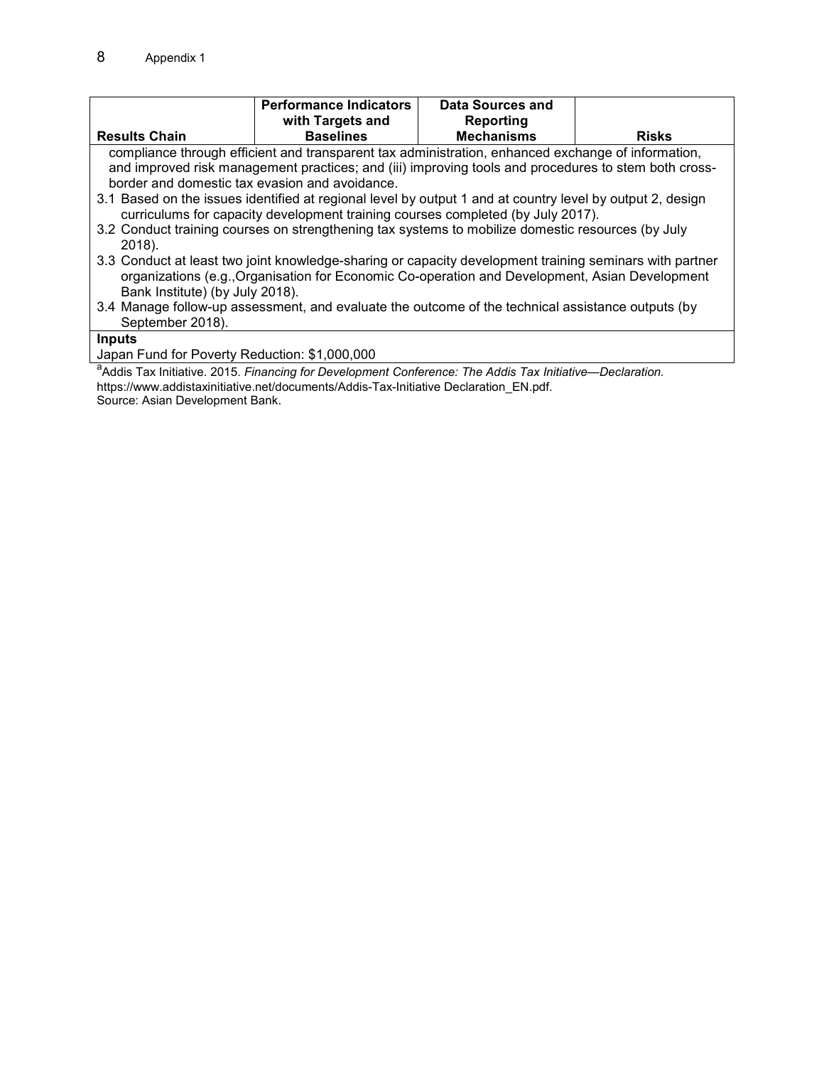| Results Chain | Performance Indicators with Targets and Baselines | Data Sources and Reporting Mechanisms | Risks |
|---|---|---|---|
| compliance through efficient and transparent tax administration, enhanced exchange of information, and improved risk management practices; and (iii) improving tools and procedures to stem both cross-border and domestic tax evasion and avoidance.<br>3.1 Based on the issues identified at regional level by output 1 and at country level by output 2, design curriculums for capacity development training courses completed (by July 2017).<br>3.2 Conduct training courses on strengthening tax systems to mobilize domestic resources (by July 2018).<br>3.3 Conduct at least two joint knowledge-sharing or capacity development training seminars with partner organizations (e.g.,Organisation for Economic Co-operation and Development, Asian Development Bank Institute) (by July 2018).<br>3.4 Manage follow-up assessment, and evaluate the outcome of the technical assistance outputs (by September 2018). | | | |
| **Inputs**<br>Japan Fund for Poverty Reduction: $1,000,000 | | | |

[a]Addis Tax Initiative. 2015. *Financing for Development Conference: The Addis Tax Initiative—Declaration.* https://www.addistaxinitiative.net/documents/Addis-Tax-Initiative Declaration_EN.pdf.

Source: Asian Development Bank.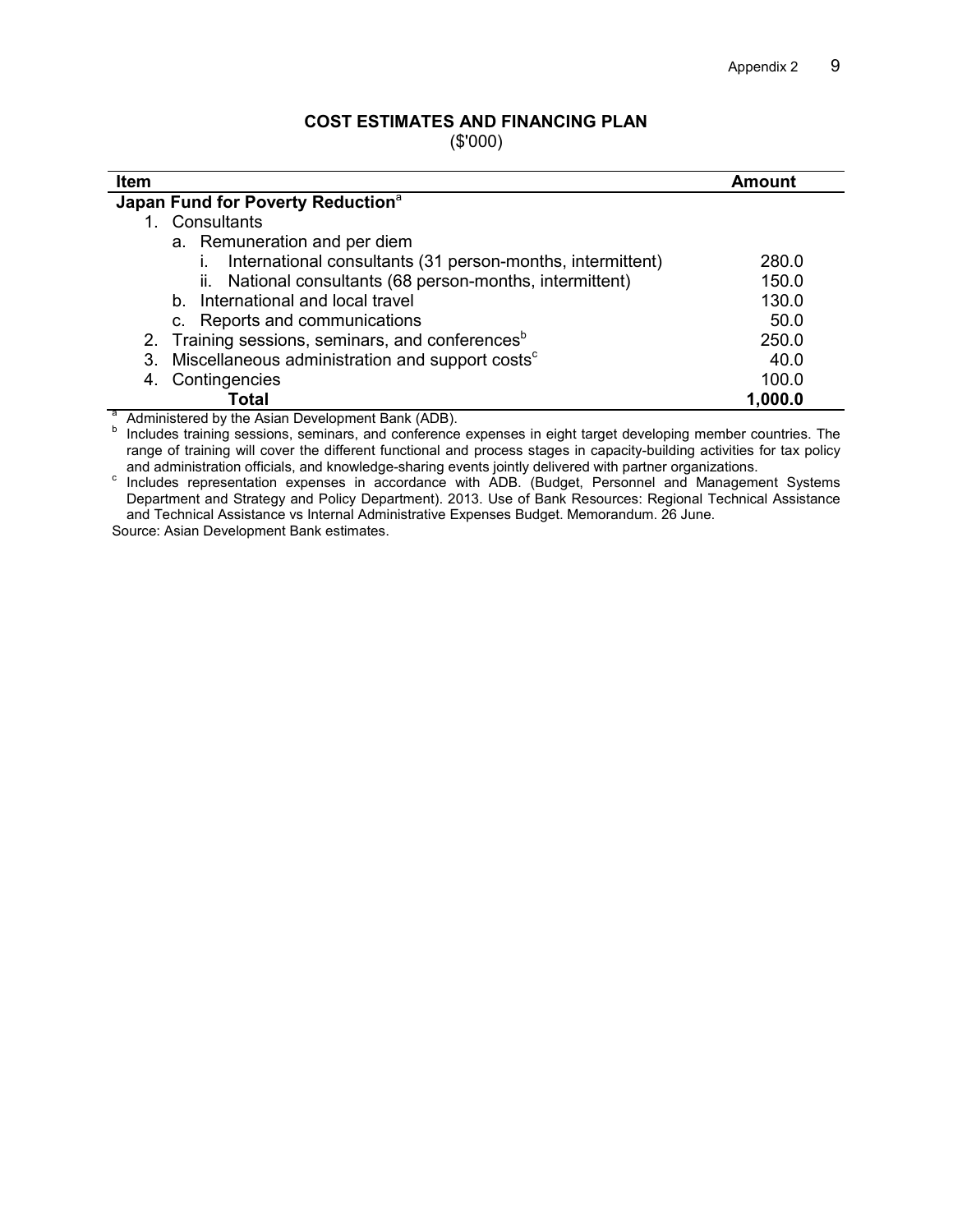## COST ESTIMATES AND FINANCING PLAN

($'000)

| Item | Amount |
|---|---|
| **Japan Fund for Poverty Reduction**[a] | |
| 1. Consultants | |
| a. Remuneration and per diem | |
| i. International consultants (31 person-months, intermittent) | 280.0 |
| ii. National consultants (68 person-months, intermittent) | 150.0 |
| b. International and local travel | 130.0 |
| c. Reports and communications | 50.0 |
| 2. Training sessions, seminars, and conferences[b] | 250.0 |
| 3. Miscellaneous administration and support costs[c] | 40.0 |
| 4. Contingencies | 100.0 |
| **Total** | **1,000.0** |

[a] Administered by the Asian Development Bank (ADB).

[b] Includes training sessions, seminars, and conference expenses in eight target developing member countries. The range of training will cover the different functional and process stages in capacity-building activities for tax policy and administration officials, and knowledge-sharing events jointly delivered with partner organizations.

[c] Includes representation expenses in accordance with ADB. (Budget, Personnel and Management Systems Department and Strategy and Policy Department). 2013. Use of Bank Resources: Regional Technical Assistance and Technical Assistance vs Internal Administrative Expenses Budget. Memorandum. 26 June.

Source: Asian Development Bank estimates.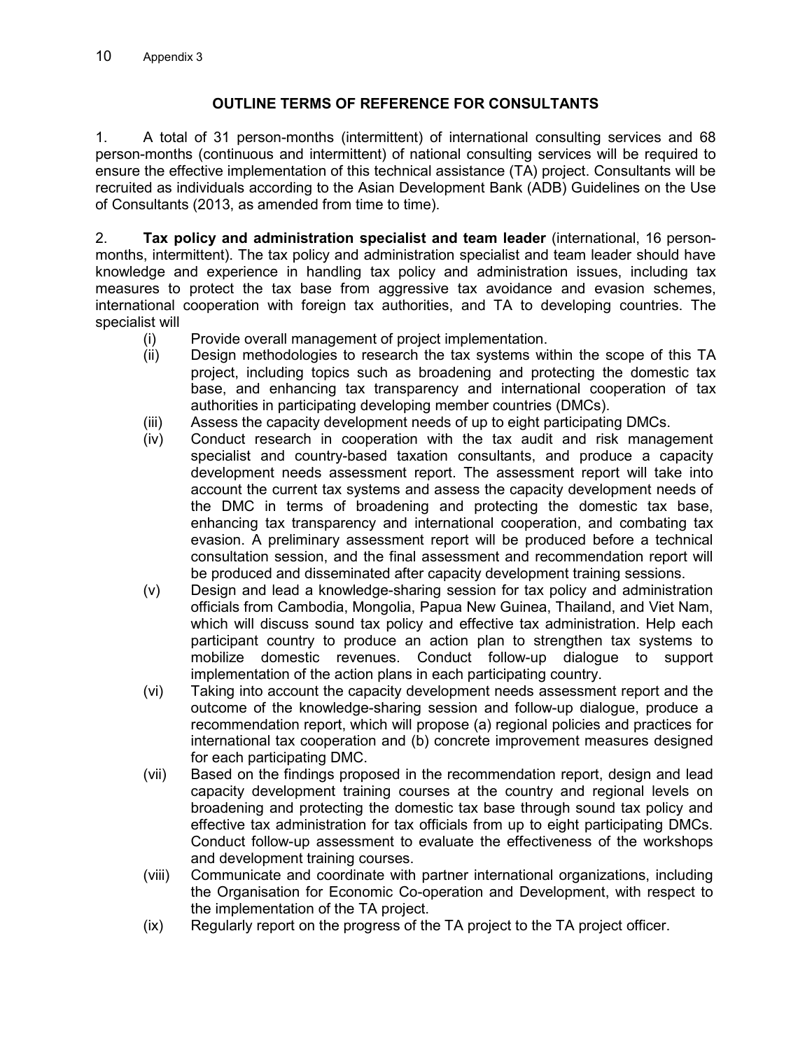## OUTLINE TERMS OF REFERENCE FOR CONSULTANTS

1. A total of 31 person-months (intermittent) of international consulting services and 68 person-months (continuous and intermittent) of national consulting services will be required to ensure the effective implementation of this technical assistance (TA) project. Consultants will be recruited as individuals according to the Asian Development Bank (ADB) Guidelines on the Use of Consultants (2013, as amended from time to time).

2. **Tax policy and administration specialist and team leader** (international, 16 person-months, intermittent). The tax policy and administration specialist and team leader should have knowledge and experience in handling tax policy and administration issues, including tax measures to protect the tax base from aggressive tax avoidance and evasion schemes, international cooperation with foreign tax authorities, and TA to developing countries. The specialist will

- (i) Provide overall management of project implementation.
- (ii) Design methodologies to research the tax systems within the scope of this TA project, including topics such as broadening and protecting the domestic tax base, and enhancing tax transparency and international cooperation of tax authorities in participating developing member countries (DMCs).
- (iii) Assess the capacity development needs of up to eight participating DMCs.
- (iv) Conduct research in cooperation with the tax audit and risk management specialist and country-based taxation consultants, and produce a capacity development needs assessment report. The assessment report will take into account the current tax systems and assess the capacity development needs of the DMC in terms of broadening and protecting the domestic tax base, enhancing tax transparency and international cooperation, and combating tax evasion. A preliminary assessment report will be produced before a technical consultation session, and the final assessment and recommendation report will be produced and disseminated after capacity development training sessions.
- (v) Design and lead a knowledge-sharing session for tax policy and administration officials from Cambodia, Mongolia, Papua New Guinea, Thailand, and Viet Nam, which will discuss sound tax policy and effective tax administration. Help each participant country to produce an action plan to strengthen tax systems to mobilize domestic revenues. Conduct follow-up dialogue to support implementation of the action plans in each participating country.
- (vi) Taking into account the capacity development needs assessment report and the outcome of the knowledge-sharing session and follow-up dialogue, produce a recommendation report, which will propose (a) regional policies and practices for international tax cooperation and (b) concrete improvement measures designed for each participating DMC.
- (vii) Based on the findings proposed in the recommendation report, design and lead capacity development training courses at the country and regional levels on broadening and protecting the domestic tax base through sound tax policy and effective tax administration for tax officials from up to eight participating DMCs. Conduct follow-up assessment to evaluate the effectiveness of the workshops and development training courses.
- (viii) Communicate and coordinate with partner international organizations, including the Organisation for Economic Co-operation and Development, with respect to the implementation of the TA project.
- (ix) Regularly report on the progress of the TA project to the TA project officer.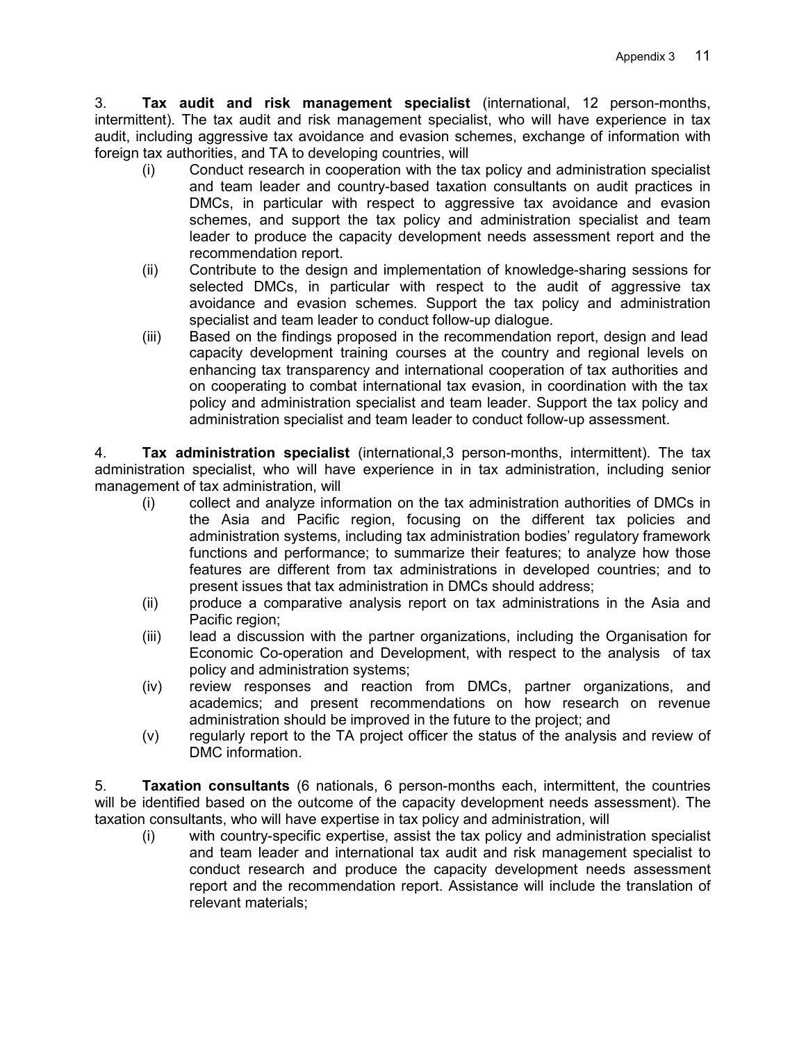3. **Tax audit and risk management specialist** (international, 12 person-months, intermittent). The tax audit and risk management specialist, who will have experience in tax audit, including aggressive tax avoidance and evasion schemes, exchange of information with foreign tax authorities, and TA to developing countries, will

(i) Conduct research in cooperation with the tax policy and administration specialist and team leader and country-based taxation consultants on audit practices in DMCs, in particular with respect to aggressive tax avoidance and evasion schemes, and support the tax policy and administration specialist and team leader to produce the capacity development needs assessment report and the recommendation report.

(ii) Contribute to the design and implementation of knowledge-sharing sessions for selected DMCs, in particular with respect to the audit of aggressive tax avoidance and evasion schemes. Support the tax policy and administration specialist and team leader to conduct follow-up dialogue.

(iii) Based on the findings proposed in the recommendation report, design and lead capacity development training courses at the country and regional levels on enhancing tax transparency and international cooperation of tax authorities and on cooperating to combat international tax evasion, in coordination with the tax policy and administration specialist and team leader. Support the tax policy and administration specialist and team leader to conduct follow-up assessment.

4. **Tax administration specialist** (international,3 person-months, intermittent). The tax administration specialist, who will have experience in in tax administration, including senior management of tax administration, will

(i) collect and analyze information on the tax administration authorities of DMCs in the Asia and Pacific region, focusing on the different tax policies and administration systems, including tax administration bodies' regulatory framework functions and performance; to summarize their features; to analyze how those features are different from tax administrations in developed countries; and to present issues that tax administration in DMCs should address;

(ii) produce a comparative analysis report on tax administrations in the Asia and Pacific region;

(iii) lead a discussion with the partner organizations, including the Organisation for Economic Co-operation and Development, with respect to the analysis of tax policy and administration systems;

(iv) review responses and reaction from DMCs, partner organizations, and academics; and present recommendations on how research on revenue administration should be improved in the future to the project; and

(v) regularly report to the TA project officer the status of the analysis and review of DMC information.

5. **Taxation consultants** (6 nationals, 6 person-months each, intermittent, the countries will be identified based on the outcome of the capacity development needs assessment). The taxation consultants, who will have expertise in tax policy and administration, will

(i) with country-specific expertise, assist the tax policy and administration specialist and team leader and international tax audit and risk management specialist to conduct research and produce the capacity development needs assessment report and the recommendation report. Assistance will include the translation of relevant materials;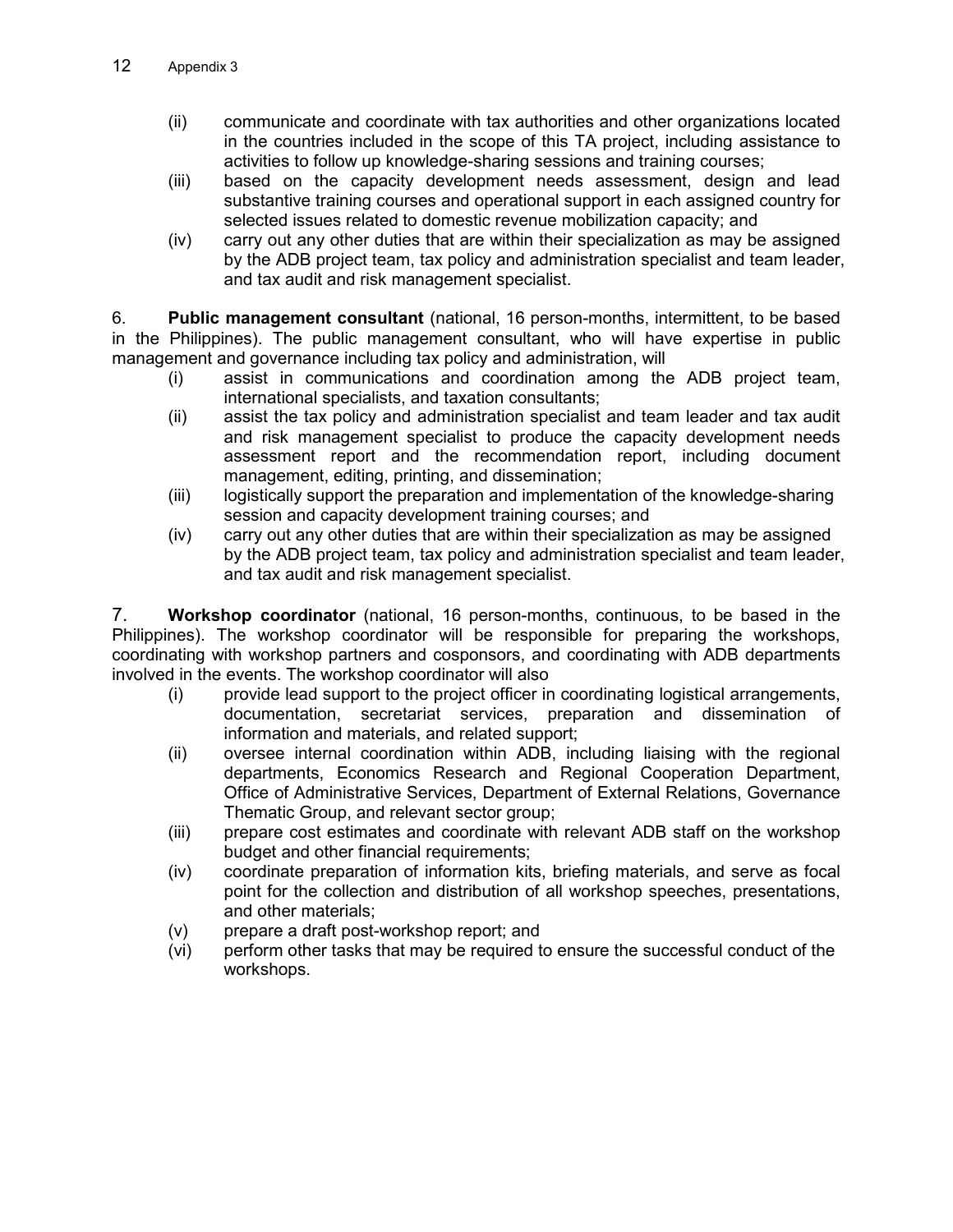(ii) communicate and coordinate with tax authorities and other organizations located in the countries included in the scope of this TA project, including assistance to activities to follow up knowledge-sharing sessions and training courses;

(iii) based on the capacity development needs assessment, design and lead substantive training courses and operational support in each assigned country for selected issues related to domestic revenue mobilization capacity; and

(iv) carry out any other duties that are within their specialization as may be assigned by the ADB project team, tax policy and administration specialist and team leader, and tax audit and risk management specialist.

6. **Public management consultant** (national, 16 person-months, intermittent, to be based in the Philippines). The public management consultant, who will have expertise in public management and governance including tax policy and administration, will

(i) assist in communications and coordination among the ADB project team, international specialists, and taxation consultants;

(ii) assist the tax policy and administration specialist and team leader and tax audit and risk management specialist to produce the capacity development needs assessment report and the recommendation report, including document management, editing, printing, and dissemination;

(iii) logistically support the preparation and implementation of the knowledge-sharing session and capacity development training courses; and

(iv) carry out any other duties that are within their specialization as may be assigned by the ADB project team, tax policy and administration specialist and team leader, and tax audit and risk management specialist.

7. **Workshop coordinator** (national, 16 person-months, continuous, to be based in the Philippines). The workshop coordinator will be responsible for preparing the workshops, coordinating with workshop partners and cosponsors, and coordinating with ADB departments involved in the events. The workshop coordinator will also

(i) provide lead support to the project officer in coordinating logistical arrangements, documentation, secretariat services, preparation and dissemination of information and materials, and related support;

(ii) oversee internal coordination within ADB, including liaising with the regional departments, Economics Research and Regional Cooperation Department, Office of Administrative Services, Department of External Relations, Governance Thematic Group, and relevant sector group;

(iii) prepare cost estimates and coordinate with relevant ADB staff on the workshop budget and other financial requirements;

(iv) coordinate preparation of information kits, briefing materials, and serve as focal point for the collection and distribution of all workshop speeches, presentations, and other materials;

(v) prepare a draft post-workshop report; and

(vi) perform other tasks that may be required to ensure the successful conduct of the workshops.